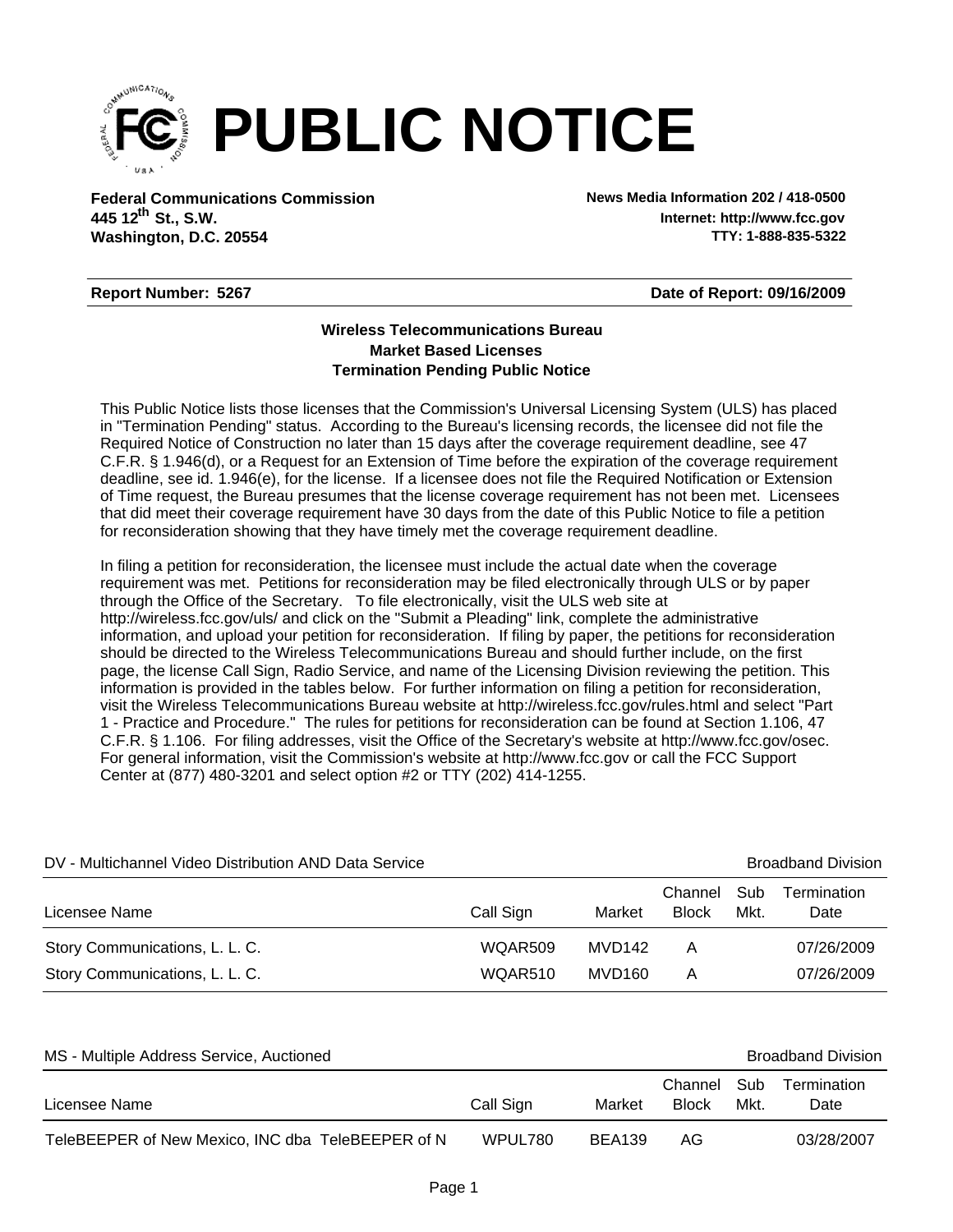# PUBLIC NOTICE

**Federal Communications Commission**
**445 12th St., S.W.**
**Washington, D.C. 20554**

**News Media Information 202 / 418-0500**
**Internet: http://www.fcc.gov**
**TTY: 1-888-835-5322**

**Report Number: 5267** **Date of Report: 09/16/2009**

**Wireless Telecommunications Bureau**
**Market Based Licenses**
**Termination Pending Public Notice**

This Public Notice lists those licenses that the Commission's Universal Licensing System (ULS) has placed in "Termination Pending" status. According to the Bureau's licensing records, the licensee did not file the Required Notice of Construction no later than 15 days after the coverage requirement deadline, see 47 C.F.R. § 1.946(d), or a Request for an Extension of Time before the expiration of the coverage requirement deadline, see id. 1.946(e), for the license. If a licensee does not file the Required Notification or Extension of Time request, the Bureau presumes that the license coverage requirement has not been met. Licensees that did meet their coverage requirement have 30 days from the date of this Public Notice to file a petition for reconsideration showing that they have timely met the coverage requirement deadline.

In filing a petition for reconsideration, the licensee must include the actual date when the coverage requirement was met. Petitions for reconsideration may be filed electronically through ULS or by paper through the Office of the Secretary. To file electronically, visit the ULS web site at http://wireless.fcc.gov/uls/ and click on the "Submit a Pleading" link, complete the administrative information, and upload your petition for reconsideration. If filing by paper, the petitions for reconsideration should be directed to the Wireless Telecommunications Bureau and should further include, on the first page, the license Call Sign, Radio Service, and name of the Licensing Division reviewing the petition. This information is provided in the tables below. For further information on filing a petition for reconsideration, visit the Wireless Telecommunications Bureau website at http://wireless.fcc.gov/rules.html and select "Part 1 - Practice and Procedure." The rules for petitions for reconsideration can be found at Section 1.106, 47 C.F.R. § 1.106. For filing addresses, visit the Office of the Secretary's website at http://www.fcc.gov/osec. For general information, visit the Commission's website at http://www.fcc.gov or call the FCC Support Center at (877) 480-3201 and select option #2 or TTY (202) 414-1255.

DV - Multichannel Video Distribution AND Data Service — Broadband Division

| Licensee Name | Call Sign | Market | Channel Block | Sub Mkt. | Termination Date |
|---|---|---|---|---|---|
| Story Communications, L. L. C. | WQAR509 | MVD142 | A | | 07/26/2009 |
| Story Communications, L. L. C. | WQAR510 | MVD160 | A | | 07/26/2009 |

MS - Multiple Address Service, Auctioned — Broadband Division

| Licensee Name | Call Sign | Market | Channel Block | Sub Mkt. | Termination Date |
|---|---|---|---|---|---|
| TeleBEEPER of New Mexico, INC dba TeleBEEPER of N | WPUL780 | BEA139 | AG | | 03/28/2007 |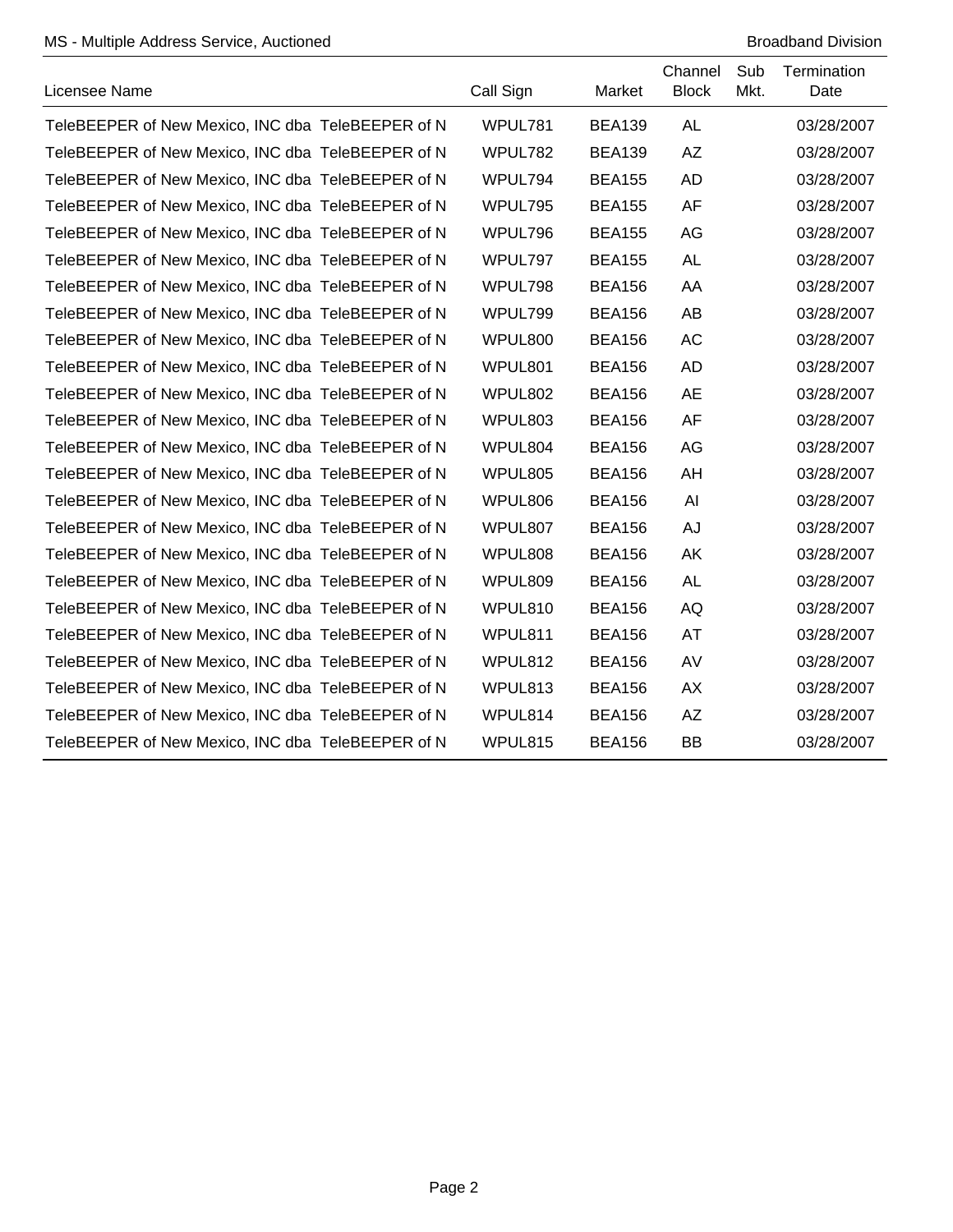| Licensee Name | Call Sign | Market | Channel Block | Sub Mkt. | Termination Date |
|---|---|---|---|---|---|
| TeleBEEPER of New Mexico, INC dba TeleBEEPER of N | WPUL781 | BEA139 | AL | | 03/28/2007 |
| TeleBEEPER of New Mexico, INC dba TeleBEEPER of N | WPUL782 | BEA139 | AZ | | 03/28/2007 |
| TeleBEEPER of New Mexico, INC dba TeleBEEPER of N | WPUL794 | BEA155 | AD | | 03/28/2007 |
| TeleBEEPER of New Mexico, INC dba TeleBEEPER of N | WPUL795 | BEA155 | AF | | 03/28/2007 |
| TeleBEEPER of New Mexico, INC dba TeleBEEPER of N | WPUL796 | BEA155 | AG | | 03/28/2007 |
| TeleBEEPER of New Mexico, INC dba TeleBEEPER of N | WPUL797 | BEA155 | AL | | 03/28/2007 |
| TeleBEEPER of New Mexico, INC dba TeleBEEPER of N | WPUL798 | BEA156 | AA | | 03/28/2007 |
| TeleBEEPER of New Mexico, INC dba TeleBEEPER of N | WPUL799 | BEA156 | AB | | 03/28/2007 |
| TeleBEEPER of New Mexico, INC dba TeleBEEPER of N | WPUL800 | BEA156 | AC | | 03/28/2007 |
| TeleBEEPER of New Mexico, INC dba TeleBEEPER of N | WPUL801 | BEA156 | AD | | 03/28/2007 |
| TeleBEEPER of New Mexico, INC dba TeleBEEPER of N | WPUL802 | BEA156 | AE | | 03/28/2007 |
| TeleBEEPER of New Mexico, INC dba TeleBEEPER of N | WPUL803 | BEA156 | AF | | 03/28/2007 |
| TeleBEEPER of New Mexico, INC dba TeleBEEPER of N | WPUL804 | BEA156 | AG | | 03/28/2007 |
| TeleBEEPER of New Mexico, INC dba TeleBEEPER of N | WPUL805 | BEA156 | AH | | 03/28/2007 |
| TeleBEEPER of New Mexico, INC dba TeleBEEPER of N | WPUL806 | BEA156 | AI | | 03/28/2007 |
| TeleBEEPER of New Mexico, INC dba TeleBEEPER of N | WPUL807 | BEA156 | AJ | | 03/28/2007 |
| TeleBEEPER of New Mexico, INC dba TeleBEEPER of N | WPUL808 | BEA156 | AK | | 03/28/2007 |
| TeleBEEPER of New Mexico, INC dba TeleBEEPER of N | WPUL809 | BEA156 | AL | | 03/28/2007 |
| TeleBEEPER of New Mexico, INC dba TeleBEEPER of N | WPUL810 | BEA156 | AQ | | 03/28/2007 |
| TeleBEEPER of New Mexico, INC dba TeleBEEPER of N | WPUL811 | BEA156 | AT | | 03/28/2007 |
| TeleBEEPER of New Mexico, INC dba TeleBEEPER of N | WPUL812 | BEA156 | AV | | 03/28/2007 |
| TeleBEEPER of New Mexico, INC dba TeleBEEPER of N | WPUL813 | BEA156 | AX | | 03/28/2007 |
| TeleBEEPER of New Mexico, INC dba TeleBEEPER of N | WPUL814 | BEA156 | AZ | | 03/28/2007 |
| TeleBEEPER of New Mexico, INC dba TeleBEEPER of N | WPUL815 | BEA156 | BB | | 03/28/2007 |